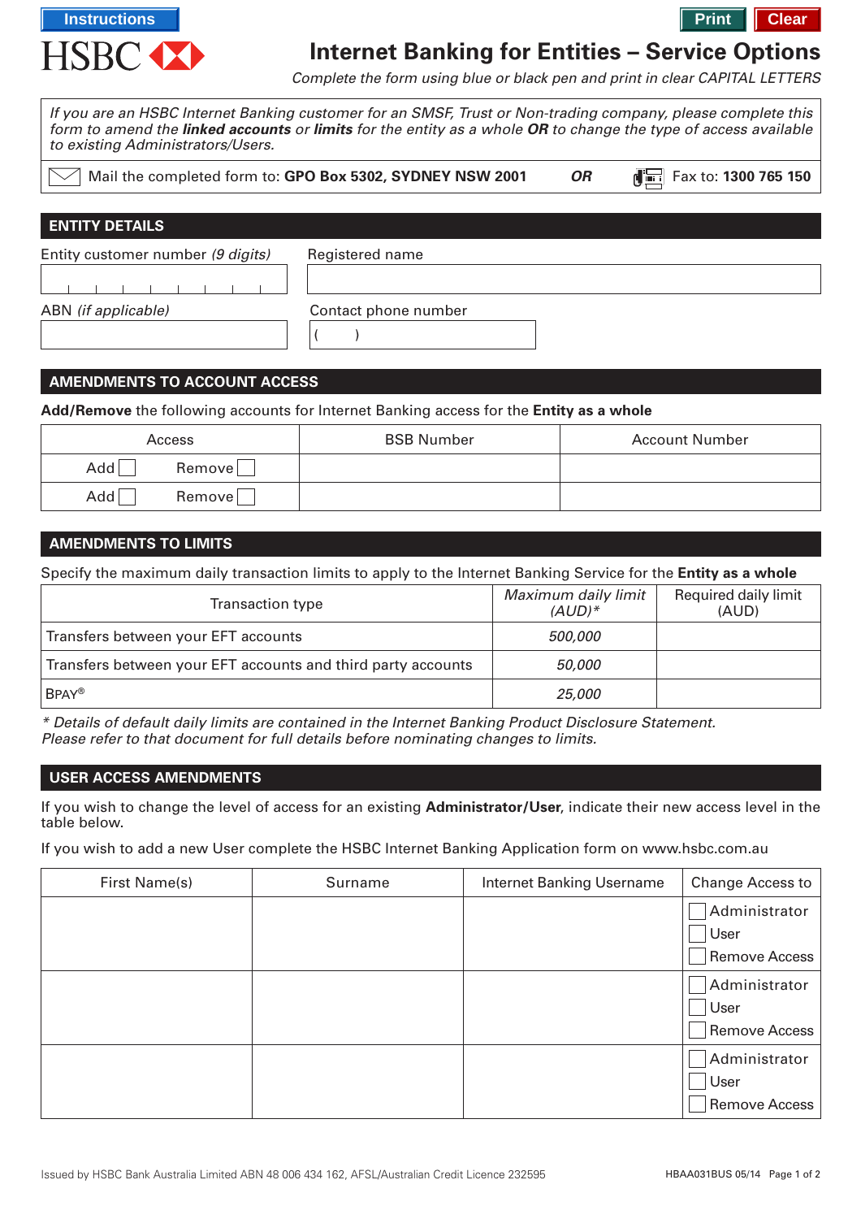Instructions | Print | Clear

HSBC

# Internet Banking for Entities – Service Options

*Complete the form using blue or black pen and print in clear CAPITAL LETTERS*

*If you are an HSBC Internet Banking customer for an SMSF, Trust or Non-trading company, please complete this form to amend the **linked accounts** or **limits** for the entity as a whole **OR** to change the type of access available to existing Administrators/Users.*

Mail the completed form to: **GPO Box 5302, SYDNEY NSW 2001** ***OR*** Fax to: **1300 765 150**

## ENTITY DETAILS

| Entity customer number *(9 digits)* | Registered name |
|---|---|
| | |
| **ABN** *(if applicable)* | **Contact phone number** |
| | ( ) |

## AMENDMENTS TO ACCOUNT ACCESS

**Add/Remove** the following accounts for Internet Banking access for the **Entity as a whole**

| Access | BSB Number | Account Number |
|---|---|---|
| Add ☐ Remove ☐ | | |
| Add ☐ Remove ☐ | | |

## AMENDMENTS TO LIMITS

Specify the maximum daily transaction limits to apply to the Internet Banking Service for the **Entity as a whole**

| Transaction type | *Maximum daily limit (AUD)\** | Required daily limit (AUD) |
|---|---|---|
| Transfers between your EFT accounts | *500,000* | |
| Transfers between your EFT accounts and third party accounts | *50,000* | |
| BPAY® | *25,000* | |

*\* Details of default daily limits are contained in the Internet Banking Product Disclosure Statement. Please refer to that document for full details before nominating changes to limits.*

## USER ACCESS AMENDMENTS

If you wish to change the level of access for an existing **Administrator/User**, indicate their new access level in the table below.

If you wish to add a new User complete the HSBC Internet Banking Application form on www.hsbc.com.au

| First Name(s) | Surname | Internet Banking Username | Change Access to |
|---|---|---|---|
| | | | ☐ Administrator ☐ User ☐ Remove Access |
| | | | ☐ Administrator ☐ User ☐ Remove Access |
| | | | ☐ Administrator ☐ User ☐ Remove Access |

Issued by HSBC Bank Australia Limited ABN 48 006 434 162, AFSL/Australian Credit Licence 232595 HBAA031BUS 05/14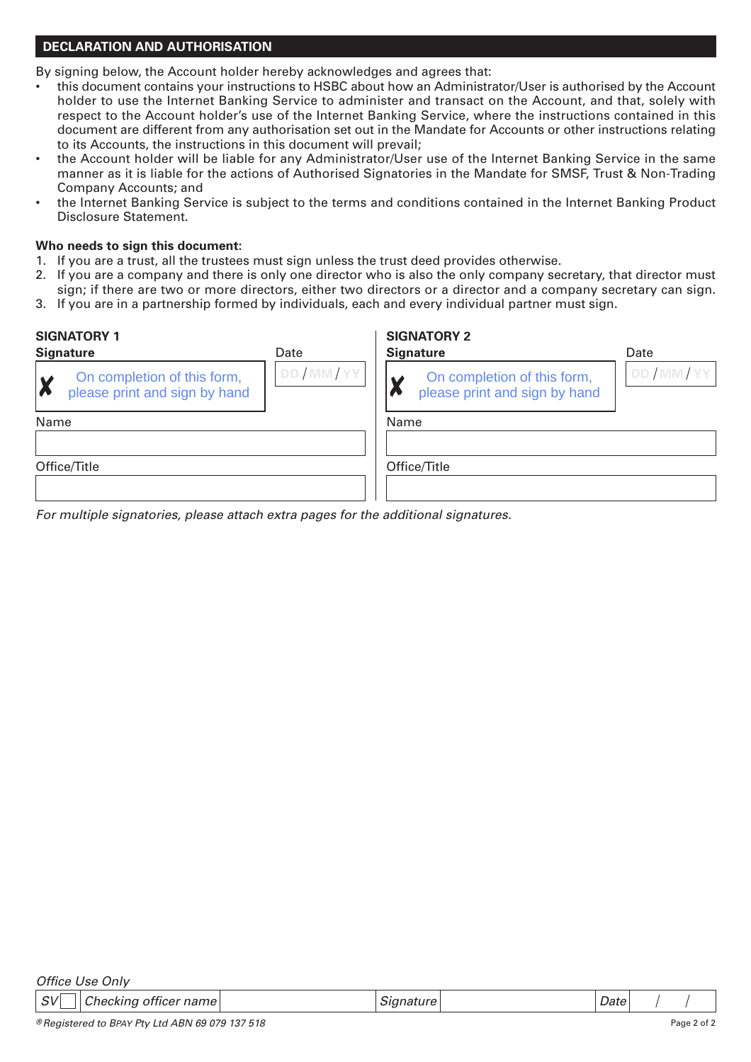## DECLARATION AND AUTHORISATION

By signing below, the Account holder hereby acknowledges and agrees that:

- this document contains your instructions to HSBC about how an Administrator/User is authorised by the Account holder to use the Internet Banking Service to administer and transact on the Account, and that, solely with respect to the Account holder's use of the Internet Banking Service, where the instructions contained in this document are different from any authorisation set out in the Mandate for Accounts or other instructions relating to its Accounts, the instructions in this document will prevail;
- the Account holder will be liable for any Administrator/User use of the Internet Banking Service in the same manner as it is liable for the actions of Authorised Signatories in the Mandate for SMSF, Trust & Non-Trading Company Accounts; and
- the Internet Banking Service is subject to the terms and conditions contained in the Internet Banking Product Disclosure Statement.

**Who needs to sign this document:**

1. If you are a trust, all the trustees must sign unless the trust deed provides otherwise.
2. If you are a company and there is only one director who is also the only company secretary, that director must sign; if there are two or more directors, either two directors or a director and a company secretary can sign.
3. If you are in a partnership formed by individuals, each and every individual partner must sign.

**SIGNATORY 1**

**Signature**

✗ On completion of this form, please print and sign by hand

Date DD / MM / YY

Name

Office/Title

**SIGNATORY 2**

**Signature**

✗ On completion of this form, please print and sign by hand

Date DD / MM / YY

Name

Office/Title

*For multiple signatories, please attach extra pages for the additional signatures.*

*Office Use Only*

| | | | | | | |
|---|---|---|---|---|---|---|
| *SV* ☐ | *Checking officer name* | | *Signature* | | *Date* | / / |

*®Registered to BPAY Pty Ltd ABN 69 079 137 518*